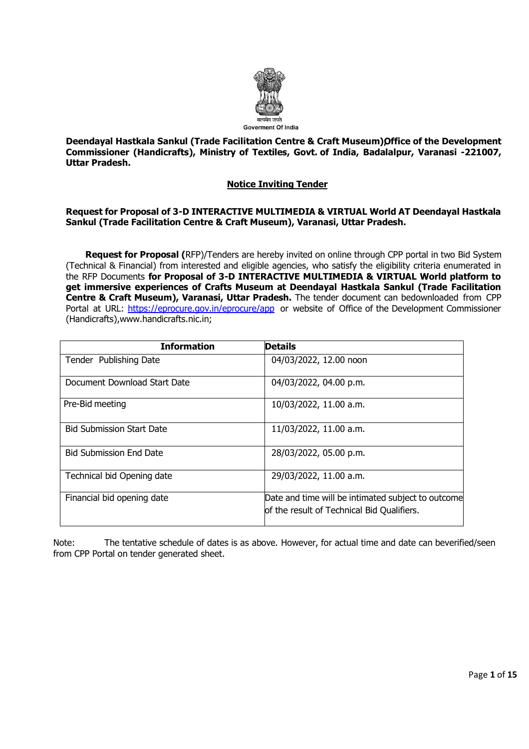सत्यमेव जयते
Goverment Of India

**Deendayal Hastkala Sankul (Trade Facilitation Centre & Craft Museum)Office of the Development Commissioner (Handicrafts), Ministry of Textiles, Govt. of India, Badalalpur, Varanasi -221007, Uttar Pradesh.**

## Notice Inviting Tender

**Request for Proposal of 3-D INTERACTIVE MULTIMEDIA & VIRTUAL World AT Deendayal Hastkala Sankul (Trade Facilitation Centre & Craft Museum), Varanasi, Uttar Pradesh.**

**Request for Proposal (**RFP)/Tenders are hereby invited on online through CPP portal in two Bid System (Technical & Financial) from interested and eligible agencies, who satisfy the eligibility criteria enumerated in the RFP Documents **for Proposal of 3-D INTERACTIVE MULTIMEDIA & VIRTUAL World platform to get immersive experiences of Crafts Museum at Deendayal Hastkala Sankul (Trade Facilitation Centre & Craft Museum), Varanasi, Uttar Pradesh.** The tender document can bedownloaded from CPP Portal at URL: https://eprocure.gov.in/eprocure/app or website of Office of the Development Commissioner (Handicrafts),www.handicrafts.nic.in;

| Information | Details |
|---|---|
| Tender Publishing Date | 04/03/2022, 12.00 noon |
| Document Download Start Date | 04/03/2022, 04.00 p.m. |
| Pre-Bid meeting | 10/03/2022, 11.00 a.m. |
| Bid Submission Start Date | 11/03/2022, 11.00 a.m. |
| Bid Submission End Date | 28/03/2022, 05.00 p.m. |
| Technical bid Opening date | 29/03/2022, 11.00 a.m. |
| Financial bid opening date | Date and time will be intimated subject to outcome of the result of Technical Bid Qualifiers. |

Note: The tentative schedule of dates is as above. However, for actual time and date can beverified/seen from CPP Portal on tender generated sheet.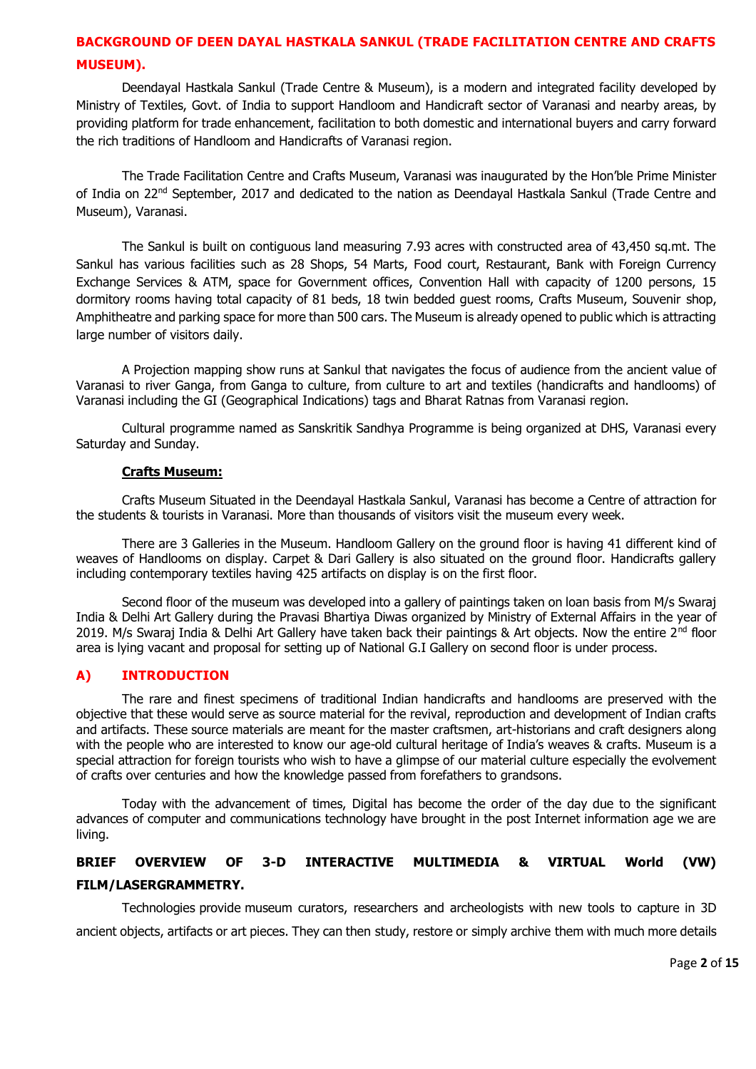## BACKGROUND OF DEEN DAYAL HASTKALA SANKUL (TRADE FACILITATION CENTRE AND CRAFTS MUSEUM).

Deendayal Hastkala Sankul (Trade Centre & Museum), is a modern and integrated facility developed by Ministry of Textiles, Govt. of India to support Handloom and Handicraft sector of Varanasi and nearby areas, by providing platform for trade enhancement, facilitation to both domestic and international buyers and carry forward the rich traditions of Handloom and Handicrafts of Varanasi region.

The Trade Facilitation Centre and Crafts Museum, Varanasi was inaugurated by the Hon'ble Prime Minister of India on 22nd September, 2017 and dedicated to the nation as Deendayal Hastkala Sankul (Trade Centre and Museum), Varanasi.

The Sankul is built on contiguous land measuring 7.93 acres with constructed area of 43,450 sq.mt. The Sankul has various facilities such as 28 Shops, 54 Marts, Food court, Restaurant, Bank with Foreign Currency Exchange Services & ATM, space for Government offices, Convention Hall with capacity of 1200 persons, 15 dormitory rooms having total capacity of 81 beds, 18 twin bedded guest rooms, Crafts Museum, Souvenir shop, Amphitheatre and parking space for more than 500 cars. The Museum is already opened to public which is attracting large number of visitors daily.

A Projection mapping show runs at Sankul that navigates the focus of audience from the ancient value of Varanasi to river Ganga, from Ganga to culture, from culture to art and textiles (handicrafts and handlooms) of Varanasi including the GI (Geographical Indications) tags and Bharat Ratnas from Varanasi region.

Cultural programme named as Sanskritik Sandhya Programme is being organized at DHS, Varanasi every Saturday and Sunday.

**<u>Crafts Museum:</u>**

Crafts Museum Situated in the Deendayal Hastkala Sankul, Varanasi has become a Centre of attraction for the students & tourists in Varanasi. More than thousands of visitors visit the museum every week.

There are 3 Galleries in the Museum. Handloom Gallery on the ground floor is having 41 different kind of weaves of Handlooms on display. Carpet & Dari Gallery is also situated on the ground floor. Handicrafts gallery including contemporary textiles having 425 artifacts on display is on the first floor.

Second floor of the museum was developed into a gallery of paintings taken on loan basis from M/s Swaraj India & Delhi Art Gallery during the Pravasi Bhartiya Diwas organized by Ministry of External Affairs in the year of 2019. M/s Swaraj India & Delhi Art Gallery have taken back their paintings & Art objects. Now the entire 2nd floor area is lying vacant and proposal for setting up of National G.I Gallery on second floor is under process.

## A) INTRODUCTION

The rare and finest specimens of traditional Indian handicrafts and handlooms are preserved with the objective that these would serve as source material for the revival, reproduction and development of Indian crafts and artifacts. These source materials are meant for the master craftsmen, art-historians and craft designers along with the people who are interested to know our age-old cultural heritage of India's weaves & crafts. Museum is a special attraction for foreign tourists who wish to have a glimpse of our material culture especially the evolvement of crafts over centuries and how the knowledge passed from forefathers to grandsons.

Today with the advancement of times, Digital has become the order of the day due to the significant advances of computer and communications technology have brought in the post Internet information age we are living.

### BRIEF OVERVIEW OF 3-D INTERACTIVE MULTIMEDIA & VIRTUAL World (VW) FILM/LASERGRAMMETRY.

Technologies provide museum curators, researchers and archeologists with new tools to capture in 3D ancient objects, artifacts or art pieces. They can then study, restore or simply archive them with much more details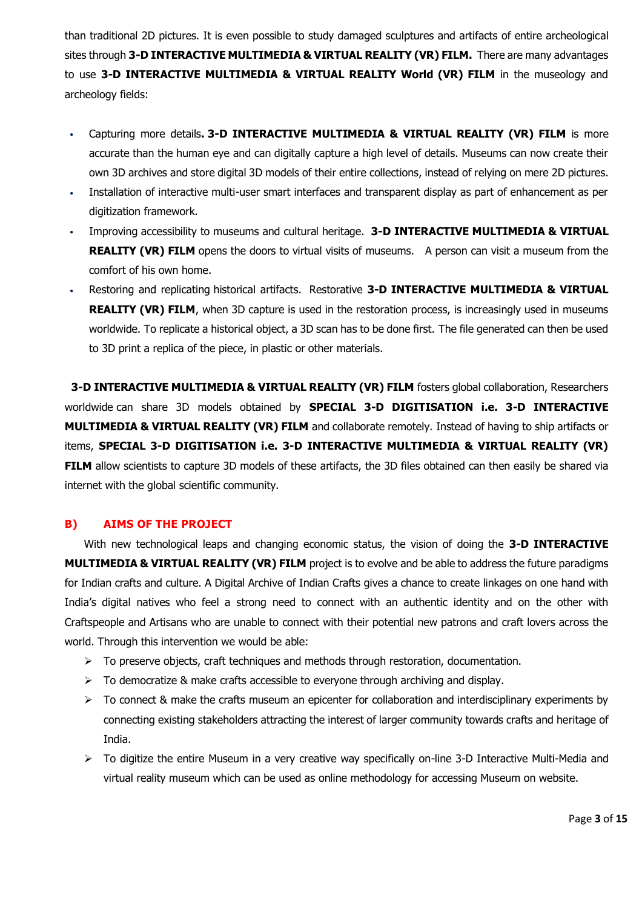than traditional 2D pictures. It is even possible to study damaged sculptures and artifacts of entire archeological sites through **3-D INTERACTIVE MULTIMEDIA & VIRTUAL REALITY (VR) FILM.** There are many advantages to use **3-D INTERACTIVE MULTIMEDIA & VIRTUAL REALITY World (VR) FILM** in the museology and archeology fields:

- Capturing more details**. 3-D INTERACTIVE MULTIMEDIA & VIRTUAL REALITY (VR) FILM** is more accurate than the human eye and can digitally capture a high level of details. Museums can now create their own 3D archives and store digital 3D models of their entire collections, instead of relying on mere 2D pictures.
- Installation of interactive multi-user smart interfaces and transparent display as part of enhancement as per digitization framework.
- Improving accessibility to museums and cultural heritage. **3-D INTERACTIVE MULTIMEDIA & VIRTUAL REALITY (VR) FILM** opens the doors to virtual visits of museums. A person can visit a museum from the comfort of his own home.
- Restoring and replicating historical artifacts. Restorative **3-D INTERACTIVE MULTIMEDIA & VIRTUAL REALITY (VR) FILM**, when 3D capture is used in the restoration process, is increasingly used in museums worldwide. To replicate a historical object, a 3D scan has to be done first. The file generated can then be used to 3D print a replica of the piece, in plastic or other materials.

**3-D INTERACTIVE MULTIMEDIA & VIRTUAL REALITY (VR) FILM** fosters global collaboration, Researchers worldwide can share 3D models obtained by **SPECIAL 3-D DIGITISATION i.e. 3-D INTERACTIVE MULTIMEDIA & VIRTUAL REALITY (VR) FILM** and collaborate remotely. Instead of having to ship artifacts or items, **SPECIAL 3-D DIGITISATION i.e. 3-D INTERACTIVE MULTIMEDIA & VIRTUAL REALITY (VR) FILM** allow scientists to capture 3D models of these artifacts, the 3D files obtained can then easily be shared via internet with the global scientific community.

## B) AIMS OF THE PROJECT

With new technological leaps and changing economic status, the vision of doing the **3-D INTERACTIVE MULTIMEDIA & VIRTUAL REALITY (VR) FILM** project is to evolve and be able to address the future paradigms for Indian crafts and culture. A Digital Archive of Indian Crafts gives a chance to create linkages on one hand with India's digital natives who feel a strong need to connect with an authentic identity and on the other with Craftspeople and Artisans who are unable to connect with their potential new patrons and craft lovers across the world. Through this intervention we would be able:

- To preserve objects, craft techniques and methods through restoration, documentation.
- To democratize & make crafts accessible to everyone through archiving and display.
- To connect & make the crafts museum an epicenter for collaboration and interdisciplinary experiments by connecting existing stakeholders attracting the interest of larger community towards crafts and heritage of India.
- To digitize the entire Museum in a very creative way specifically on-line 3-D Interactive Multi-Media and virtual reality museum which can be used as online methodology for accessing Museum on website.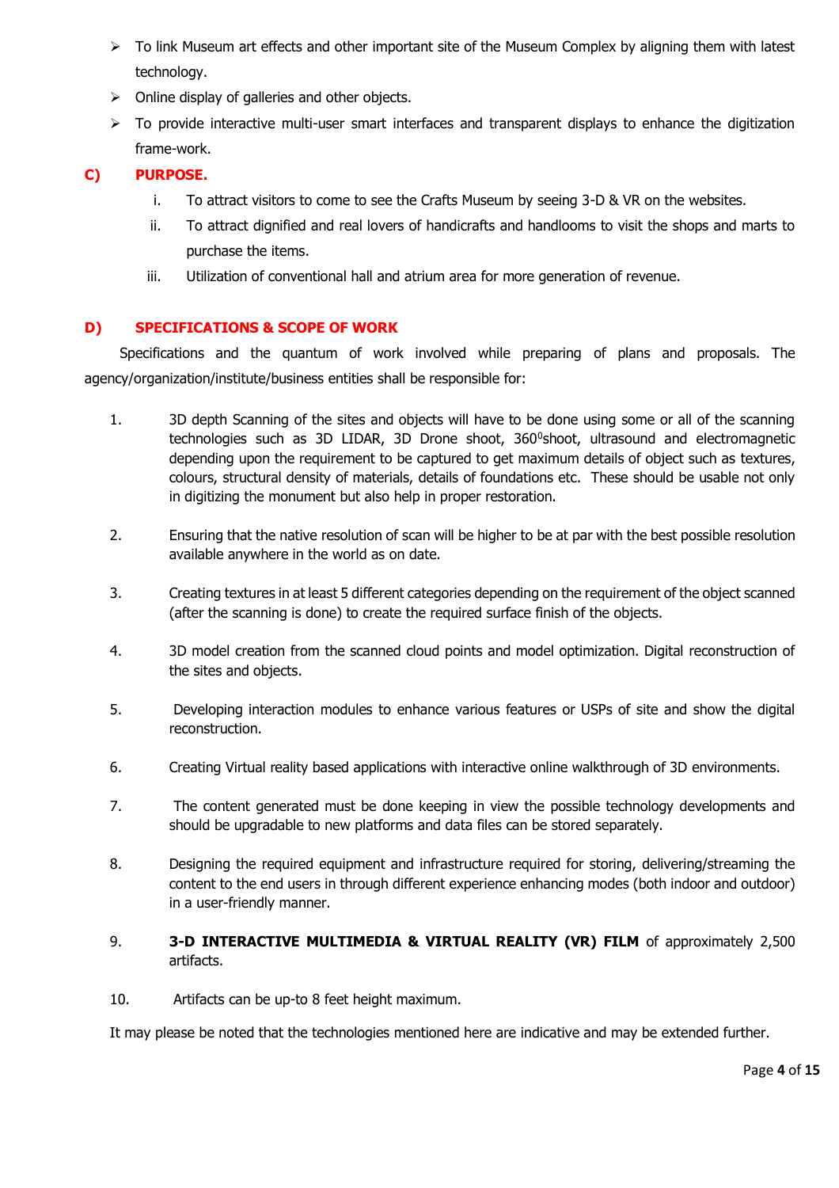- To link Museum art effects and other important site of the Museum Complex by aligning them with latest technology.
- Online display of galleries and other objects.
- To provide interactive multi-user smart interfaces and transparent displays to enhance the digitization frame-work.

## C) PURPOSE.

i. To attract visitors to come to see the Crafts Museum by seeing 3-D & VR on the websites.

ii. To attract dignified and real lovers of handicrafts and handlooms to visit the shops and marts to purchase the items.

iii. Utilization of conventional hall and atrium area for more generation of revenue.

## D) SPECIFICATIONS & SCOPE OF WORK

Specifications and the quantum of work involved while preparing of plans and proposals. The agency/organization/institute/business entities shall be responsible for:

1. 3D depth Scanning of the sites and objects will have to be done using some or all of the scanning technologies such as 3D LIDAR, 3D Drone shoot, 360$^0$shoot, ultrasound and electromagnetic depending upon the requirement to be captured to get maximum details of object such as textures, colours, structural density of materials, details of foundations etc. These should be usable not only in digitizing the monument but also help in proper restoration.

2. Ensuring that the native resolution of scan will be higher to be at par with the best possible resolution available anywhere in the world as on date.

3. Creating textures in at least 5 different categories depending on the requirement of the object scanned (after the scanning is done) to create the required surface finish of the objects.

4. 3D model creation from the scanned cloud points and model optimization. Digital reconstruction of the sites and objects.

5. Developing interaction modules to enhance various features or USPs of site and show the digital reconstruction.

6. Creating Virtual reality based applications with interactive online walkthrough of 3D environments.

7. The content generated must be done keeping in view the possible technology developments and should be upgradable to new platforms and data files can be stored separately.

8. Designing the required equipment and infrastructure required for storing, delivering/streaming the content to the end users in through different experience enhancing modes (both indoor and outdoor) in a user-friendly manner.

9. **3-D INTERACTIVE MULTIMEDIA & VIRTUAL REALITY (VR) FILM** of approximately 2,500 artifacts.

10. Artifacts can be up-to 8 feet height maximum.

It may please be noted that the technologies mentioned here are indicative and may be extended further.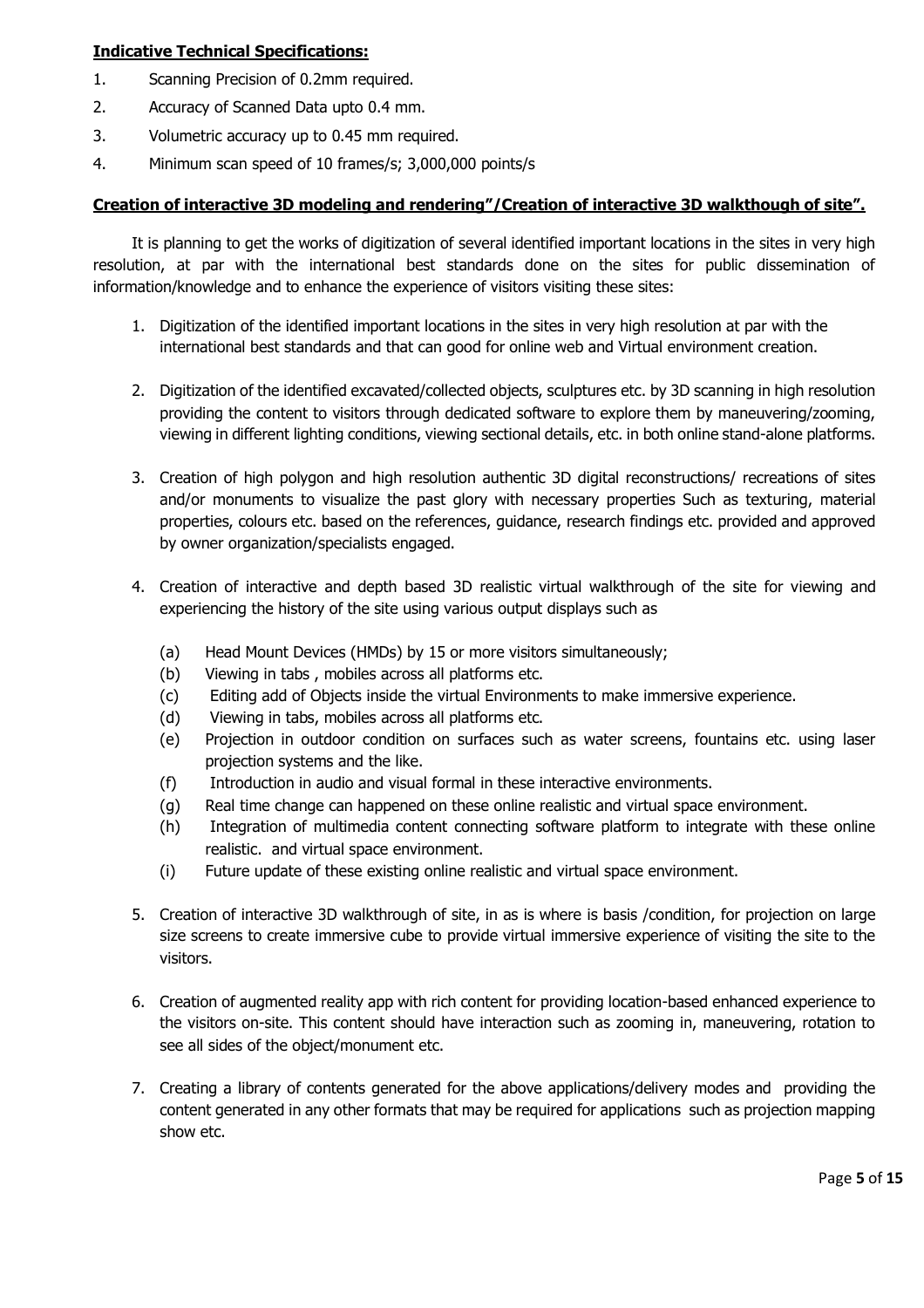**Indicative Technical Specifications:**

1. Scanning Precision of 0.2mm required.
2. Accuracy of Scanned Data upto 0.4 mm.
3. Volumetric accuracy up to 0.45 mm required.
4. Minimum scan speed of 10 frames/s; 3,000,000 points/s

**Creation of interactive 3D modeling and rendering"/Creation of interactive 3D walkthough of site".**

It is planning to get the works of digitization of several identified important locations in the sites in very high resolution, at par with the international best standards done on the sites for public dissemination of information/knowledge and to enhance the experience of visitors visiting these sites:

1. Digitization of the identified important locations in the sites in very high resolution at par with the international best standards and that can good for online web and Virtual environment creation.

2. Digitization of the identified excavated/collected objects, sculptures etc. by 3D scanning in high resolution providing the content to visitors through dedicated software to explore them by maneuvering/zooming, viewing in different lighting conditions, viewing sectional details, etc. in both online stand-alone platforms.

3. Creation of high polygon and high resolution authentic 3D digital reconstructions/ recreations of sites and/or monuments to visualize the past glory with necessary properties Such as texturing, material properties, colours etc. based on the references, guidance, research findings etc. provided and approved by owner organization/specialists engaged.

4. Creation of interactive and depth based 3D realistic virtual walkthrough of the site for viewing and experiencing the history of the site using various output displays such as

   (a) Head Mount Devices (HMDs) by 15 or more visitors simultaneously;
   (b) Viewing in tabs , mobiles across all platforms etc.
   (c) Editing add of Objects inside the virtual Environments to make immersive experience.
   (d) Viewing in tabs, mobiles across all platforms etc.
   (e) Projection in outdoor condition on surfaces such as water screens, fountains etc. using laser projection systems and the like.
   (f) Introduction in audio and visual formal in these interactive environments.
   (g) Real time change can happened on these online realistic and virtual space environment.
   (h) Integration of multimedia content connecting software platform to integrate with these online realistic. and virtual space environment.
   (i) Future update of these existing online realistic and virtual space environment.

5. Creation of interactive 3D walkthrough of site, in as is where is basis /condition, for projection on large size screens to create immersive cube to provide virtual immersive experience of visiting the site to the visitors.

6. Creation of augmented reality app with rich content for providing location-based enhanced experience to the visitors on-site. This content should have interaction such as zooming in, maneuvering, rotation to see all sides of the object/monument etc.

7. Creating a library of contents generated for the above applications/delivery modes and providing the content generated in any other formats that may be required for applications such as projection mapping show etc.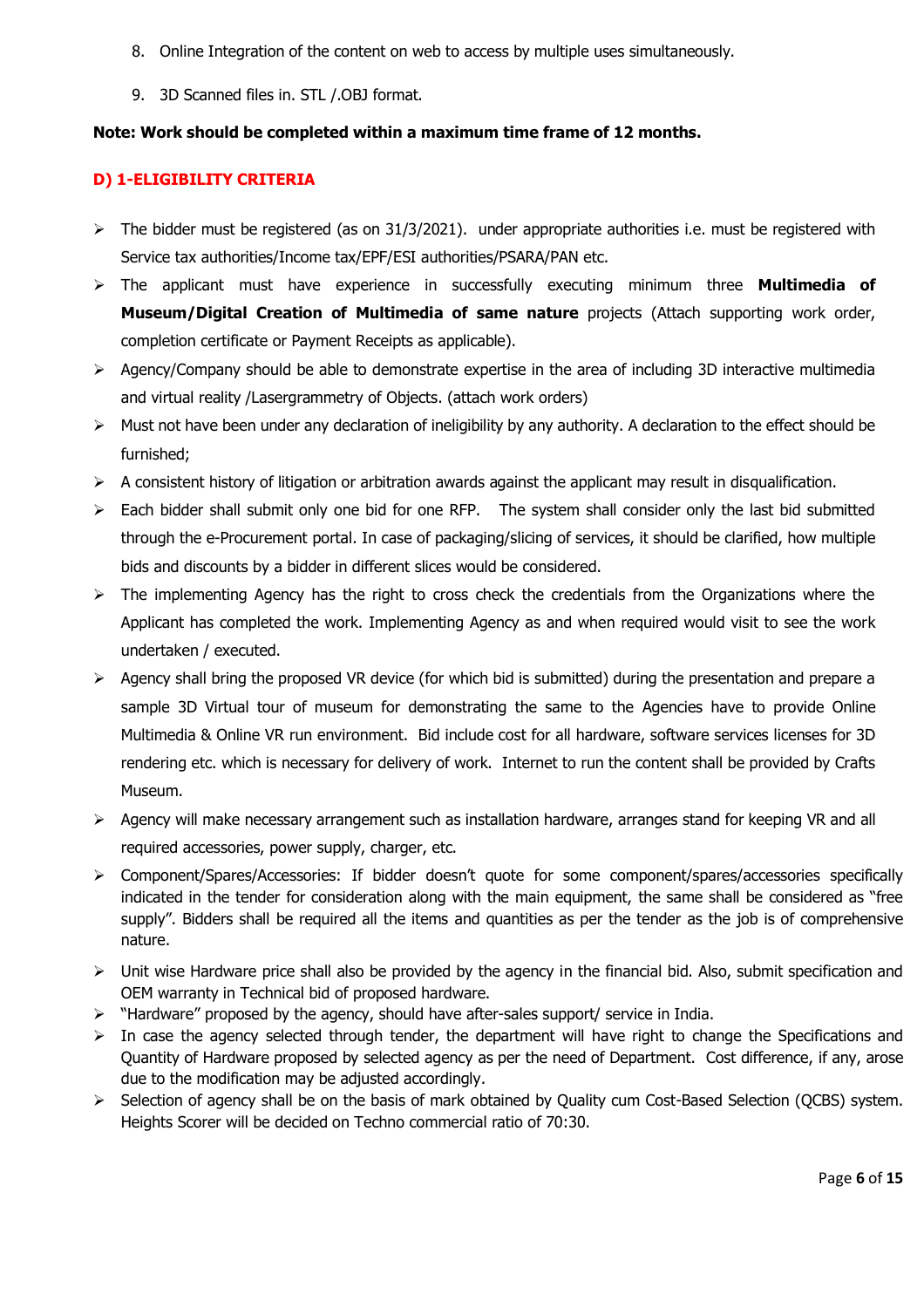8. Online Integration of the content on web to access by multiple uses simultaneously.
9. 3D Scanned files in. STL /.OBJ format.

**Note: Work should be completed within a maximum time frame of 12 months.**

## D) 1-ELIGIBILITY CRITERIA

- The bidder must be registered (as on 31/3/2021). under appropriate authorities i.e. must be registered with Service tax authorities/Income tax/EPF/ESI authorities/PSARA/PAN etc.
- The applicant must have experience in successfully executing minimum three **Multimedia of Museum/Digital Creation of Multimedia of same nature** projects (Attach supporting work order, completion certificate or Payment Receipts as applicable).
- Agency/Company should be able to demonstrate expertise in the area of including 3D interactive multimedia and virtual reality /Lasergrammetry of Objects. (attach work orders)
- Must not have been under any declaration of ineligibility by any authority. A declaration to the effect should be furnished;
- A consistent history of litigation or arbitration awards against the applicant may result in disqualification.
- Each bidder shall submit only one bid for one RFP. The system shall consider only the last bid submitted through the e-Procurement portal. In case of packaging/slicing of services, it should be clarified, how multiple bids and discounts by a bidder in different slices would be considered.
- The implementing Agency has the right to cross check the credentials from the Organizations where the Applicant has completed the work. Implementing Agency as and when required would visit to see the work undertaken / executed.
- Agency shall bring the proposed VR device (for which bid is submitted) during the presentation and prepare a sample 3D Virtual tour of museum for demonstrating the same to the Agencies have to provide Online Multimedia & Online VR run environment. Bid include cost for all hardware, software services licenses for 3D rendering etc. which is necessary for delivery of work. Internet to run the content shall be provided by Crafts Museum.
- Agency will make necessary arrangement such as installation hardware, arranges stand for keeping VR and all required accessories, power supply, charger, etc.
- Component/Spares/Accessories: If bidder doesn't quote for some component/spares/accessories specifically indicated in the tender for consideration along with the main equipment, the same shall be considered as "free supply". Bidders shall be required all the items and quantities as per the tender as the job is of comprehensive nature.
- Unit wise Hardware price shall also be provided by the agency in the financial bid. Also, submit specification and OEM warranty in Technical bid of proposed hardware.
- "Hardware" proposed by the agency, should have after-sales support/ service in India.
- In case the agency selected through tender, the department will have right to change the Specifications and Quantity of Hardware proposed by selected agency as per the need of Department. Cost difference, if any, arose due to the modification may be adjusted accordingly.
- Selection of agency shall be on the basis of mark obtained by Quality cum Cost-Based Selection (QCBS) system. Heights Scorer will be decided on Techno commercial ratio of 70:30.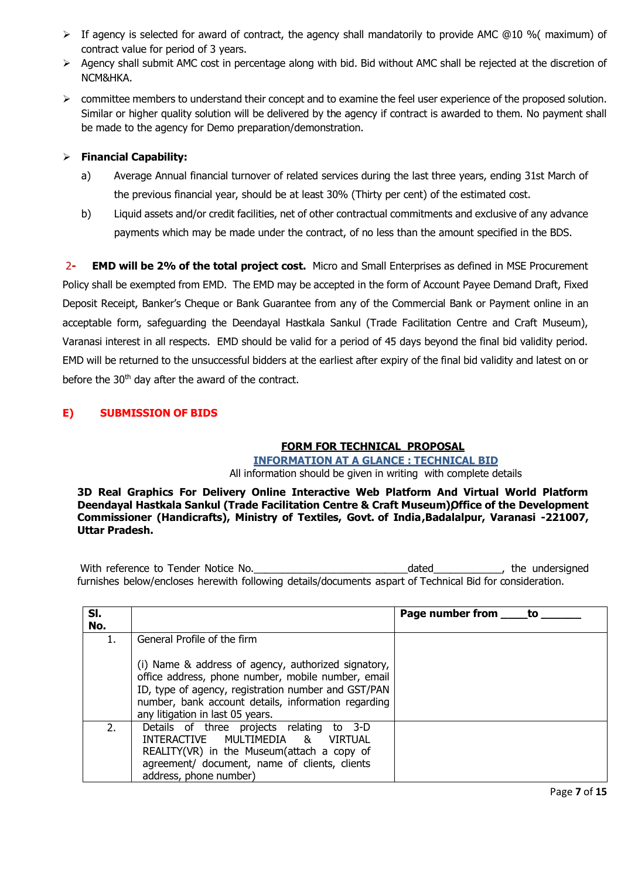- If agency is selected for award of contract, the agency shall mandatorily to provide AMC @10 %( maximum) of contract value for period of 3 years.
- Agency shall submit AMC cost in percentage along with bid. Bid without AMC shall be rejected at the discretion of NCM&HKA.
- committee members to understand their concept and to examine the feel user experience of the proposed solution. Similar or higher quality solution will be delivered by the agency if contract is awarded to them. No payment shall be made to the agency for Demo preparation/demonstration.
- **Financial Capability:**
  - a) Average Annual financial turnover of related services during the last three years, ending 31st March of the previous financial year, should be at least 30% (Thirty per cent) of the estimated cost.
  - b) Liquid assets and/or credit facilities, net of other contractual commitments and exclusive of any advance payments which may be made under the contract, of no less than the amount specified in the BDS.

2- **EMD will be 2% of the total project cost.** Micro and Small Enterprises as defined in MSE Procurement Policy shall be exempted from EMD. The EMD may be accepted in the form of Account Payee Demand Draft, Fixed Deposit Receipt, Banker's Cheque or Bank Guarantee from any of the Commercial Bank or Payment online in an acceptable form, safeguarding the Deendayal Hastkala Sankul (Trade Facilitation Centre and Craft Museum), Varanasi interest in all respects. EMD should be valid for a period of 45 days beyond the final bid validity period. EMD will be returned to the unsuccessful bidders at the earliest after expiry of the final bid validity and latest on or before the 30th day after the award of the contract.

## E) SUBMISSION OF BIDS

### FORM FOR TECHNICAL PROPOSAL

### INFORMATION AT A GLANCE : TECHNICAL BID

All information should be given in writing with complete details

**3D Real Graphics For Delivery Online Interactive Web Platform And Virtual World Platform Deendayal Hastkala Sankul (Trade Facilitation Centre & Craft Museum),Office of the Development Commissioner (Handicrafts), Ministry of Textiles, Govt. of India,Badalalpur, Varanasi -221007, Uttar Pradesh.**

With reference to Tender Notice No.__________________________dated___________, the undersigned furnishes below/encloses herewith following details/documents aspart of Technical Bid for consideration.

| Sl. No. | | Page number from ____to ______ |
|---|---|---|
| 1. | General Profile of the firm<br><br>(i) Name & address of agency, authorized signatory, office address, phone number, mobile number, email ID, type of agency, registration number and GST/PAN number, bank account details, information regarding any litigation in last 05 years. | |
| 2. | Details of three projects relating to 3-D INTERACTIVE MULTIMEDIA & VIRTUAL REALITY(VR) in the Museum(attach a copy of agreement/ document, name of clients, clients address, phone number) | |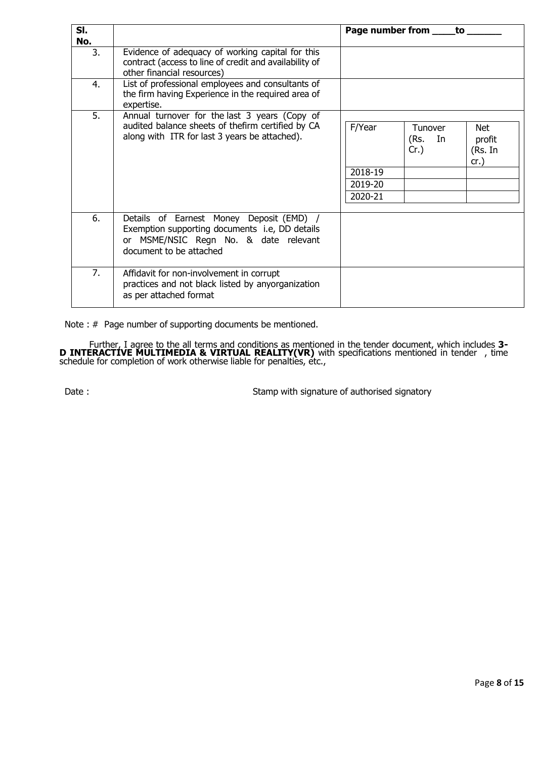| Sl. No. | | Page number from ____to ______ |
|---|---|---|
| 3. | Evidence of adequacy of working capital for this contract (access to line of credit and availability of other financial resources) | |
| 4. | List of professional employees and consultants of the firm having Experience in the required area of expertise. | |
| 5. | Annual turnover for the last 3 years (Copy of audited balance sheets of thefirm certified by CA along with ITR for last 3 years be attached). | F/Year / Tunover (Rs. In Cr.) / Net profit (Rs. In cr.)<br>2018-19 / / <br>2019-20 / / <br>2020-21 / / |
| 6. | Details of Earnest Money Deposit (EMD) / Exemption supporting documents i.e, DD details or MSME/NSIC Regn No. & date relevant document to be attached | |
| 7. | Affidavit for non-involvement in corrupt practices and not black listed by anyorganization as per attached format | |

Note : # Page number of supporting documents be mentioned.

Further, I agree to the all terms and conditions as mentioned in the tender document, which includes **3-D INTERACTIVE MULTIMEDIA & VIRTUAL REALITY(VR)** with specifications mentioned in tender , time schedule for completion of work otherwise liable for penalties, etc.,

Date : Stamp with signature of authorised signatory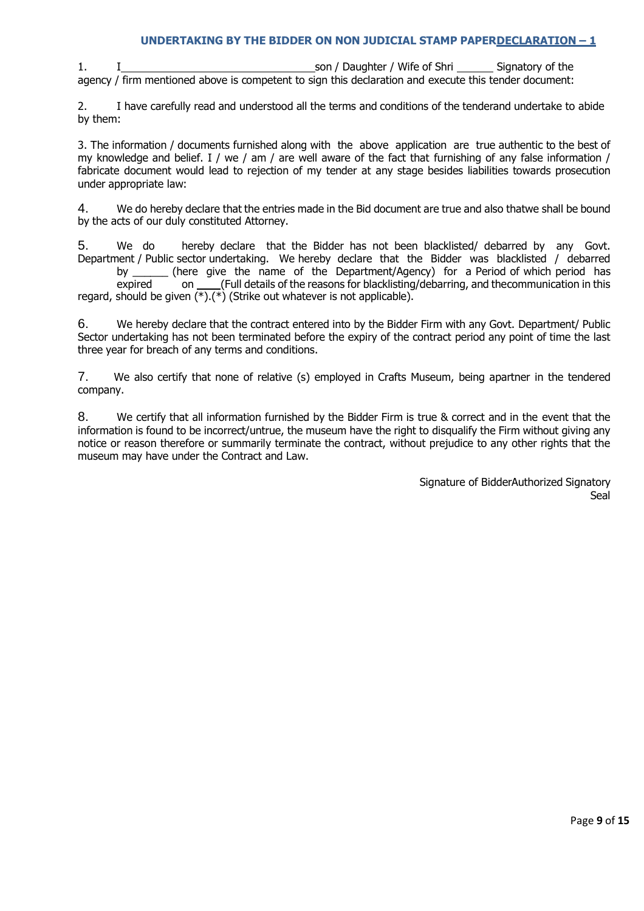**UNDERTAKING BY THE BIDDER ON NON JUDICIAL STAMP PAPER<u>DECLARATION – 1</u>**

1. I_________________________________son / Daughter / Wife of Shri ______ Signatory of the agency / firm mentioned above is competent to sign this declaration and execute this tender document:

2. I have carefully read and understood all the terms and conditions of the tenderand undertake to abide by them:

3. The information / documents furnished along with the above application are true authentic to the best of my knowledge and belief. I / we / am / are well aware of the fact that furnishing of any false information / fabricate document would lead to rejection of my tender at any stage besides liabilities towards prosecution under appropriate law:

4. We do hereby declare that the entries made in the Bid document are true and also thatwe shall be bound by the acts of our duly constituted Attorney.

5. We do hereby declare that the Bidder has not been blacklisted/ debarred by any Govt. Department / Public sector undertaking. We hereby declare that the Bidder was blacklisted / debarred by ______ (here give the name of the Department/Agency) for a Period of which period has expired on ____(Full details of the reasons for blacklisting/debarring, and thecommunication in this regard, should be given (*).(*) (Strike out whatever is not applicable).

6. We hereby declare that the contract entered into by the Bidder Firm with any Govt. Department/ Public Sector undertaking has not been terminated before the expiry of the contract period any point of time the last three year for breach of any terms and conditions.

7. We also certify that none of relative (s) employed in Crafts Museum, being apartner in the tendered company.

8. We certify that all information furnished by the Bidder Firm is true & correct and in the event that the information is found to be incorrect/untrue, the museum have the right to disqualify the Firm without giving any notice or reason therefore or summarily terminate the contract, without prejudice to any other rights that the museum may have under the Contract and Law.

Signature of BidderAuthorized Signatory
Seal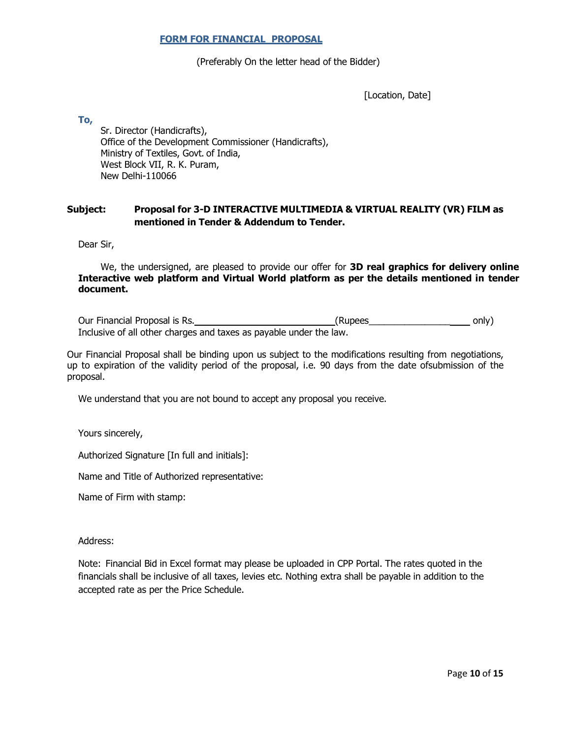## FORM FOR FINANCIAL PROPOSAL

(Preferably On the letter head of the Bidder)

[Location, Date]

**To,**

Sr. Director (Handicrafts),
Office of the Development Commissioner (Handicrafts),
Ministry of Textiles, Govt. of India,
West Block VII, R. K. Puram,
New Delhi-110066

**Subject: Proposal for 3-D INTERACTIVE MULTIMEDIA & VIRTUAL REALITY (VR) FILM as mentioned in Tender & Addendum to Tender.**

Dear Sir,

We, the undersigned, are pleased to provide our offer for **3D real graphics for delivery online Interactive web platform and Virtual World platform as per the details mentioned in tender document.**

Our Financial Proposal is Rs.____________________________(Rupees_____________________ only) Inclusive of all other charges and taxes as payable under the law.

Our Financial Proposal shall be binding upon us subject to the modifications resulting from negotiations, up to expiration of the validity period of the proposal, i.e. 90 days from the date ofsubmission of the proposal.

We understand that you are not bound to accept any proposal you receive.

Yours sincerely,

Authorized Signature [In full and initials]:

Name and Title of Authorized representative:

Name of Firm with stamp:

Address:

Note: Financial Bid in Excel format may please be uploaded in CPP Portal. The rates quoted in the financials shall be inclusive of all taxes, levies etc. Nothing extra shall be payable in addition to the accepted rate as per the Price Schedule.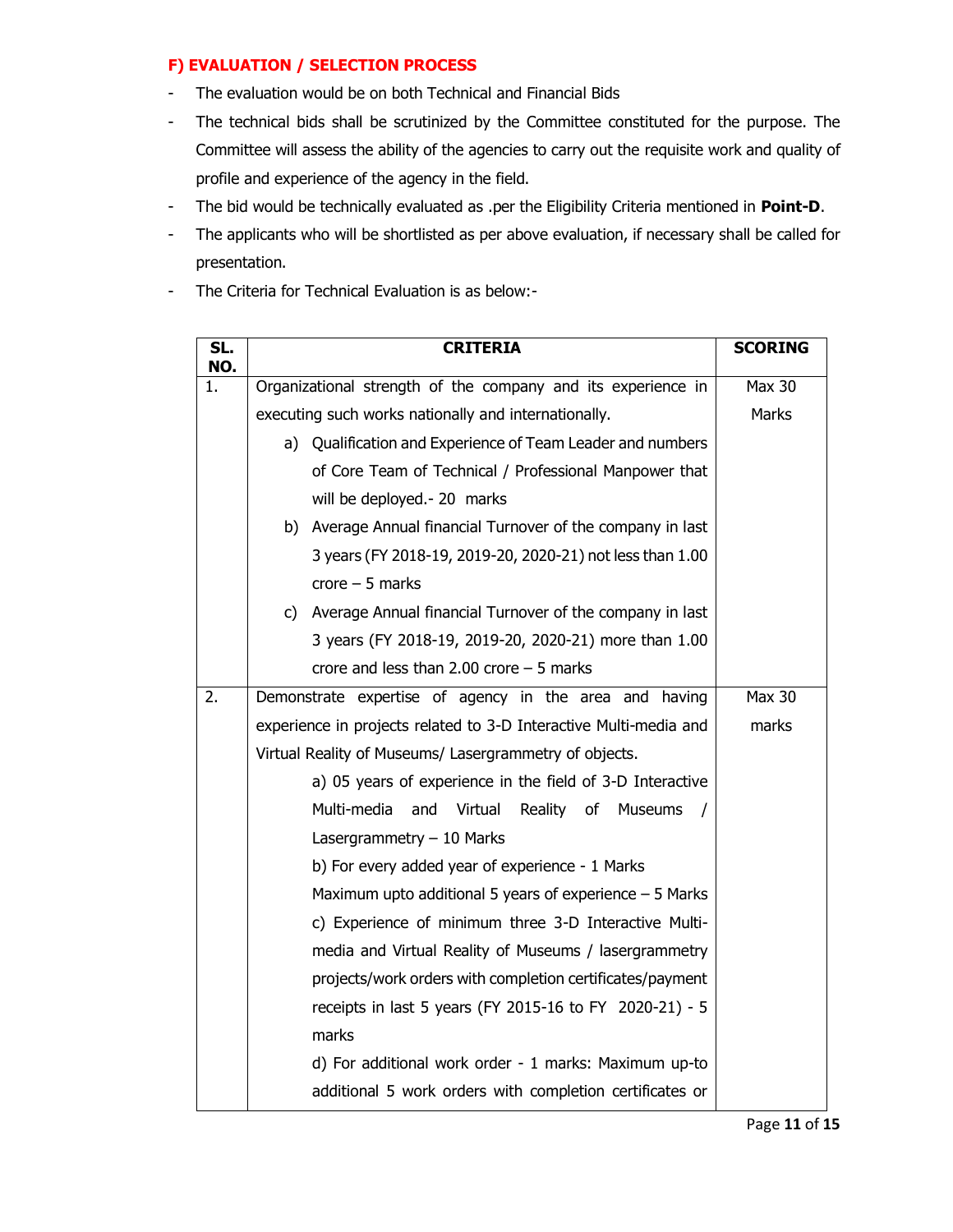## F) EVALUATION / SELECTION PROCESS

- The evaluation would be on both Technical and Financial Bids
- The technical bids shall be scrutinized by the Committee constituted for the purpose. The Committee will assess the ability of the agencies to carry out the requisite work and quality of profile and experience of the agency in the field.
- The bid would be technically evaluated as .per the Eligibility Criteria mentioned in **Point-D**.
- The applicants who will be shortlisted as per above evaluation, if necessary shall be called for presentation.
- The Criteria for Technical Evaluation is as below:-

| SL. NO. | CRITERIA | SCORING |
|---|---|---|
| 1. | Organizational strength of the company and its experience in executing such works nationally and internationally.<br>a) Qualification and Experience of Team Leader and numbers of Core Team of Technical / Professional Manpower that will be deployed.- 20 marks<br>b) Average Annual financial Turnover of the company in last 3 years (FY 2018-19, 2019-20, 2020-21) not less than 1.00 crore – 5 marks<br>c) Average Annual financial Turnover of the company in last 3 years (FY 2018-19, 2019-20, 2020-21) more than 1.00 crore and less than 2.00 crore – 5 marks | Max 30 Marks |
| 2. | Demonstrate expertise of agency in the area and having experience in projects related to 3-D Interactive Multi-media and Virtual Reality of Museums/ Lasergrammetry of objects.<br>a) 05 years of experience in the field of 3-D Interactive Multi-media and Virtual Reality of Museums / Lasergrammetry – 10 Marks<br>b) For every added year of experience - 1 Marks<br>Maximum upto additional 5 years of experience – 5 Marks<br>c) Experience of minimum three 3-D Interactive Multi-media and Virtual Reality of Museums / lasergrammetry projects/work orders with completion certificates/payment receipts in last 5 years (FY 2015-16 to FY 2020-21) - 5 marks<br>d) For additional work order - 1 marks: Maximum up-to additional 5 work orders with completion certificates or | Max 30 marks |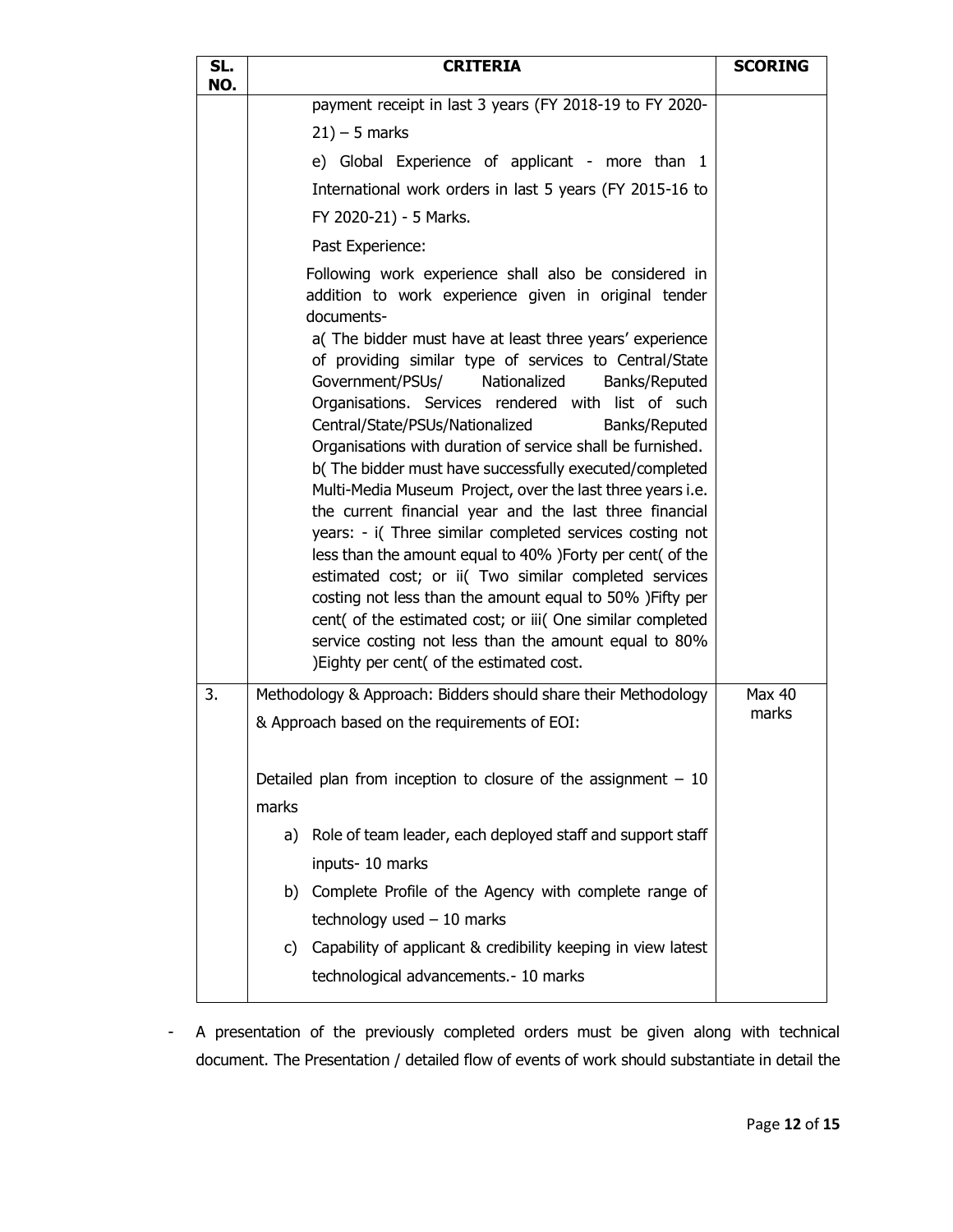| SL. NO. | CRITERIA | SCORING |
|---|---|---|
| | payment receipt in last 3 years (FY 2018-19 to FY 2020-21) – 5 marks<br><br>e) Global Experience of applicant - more than 1 International work orders in last 5 years (FY 2015-16 to FY 2020-21) - 5 Marks.<br><br>Past Experience:<br><br>Following work experience shall also be considered in addition to work experience given in original tender documents-<br><br>a( The bidder must have at least three years' experience of providing similar type of services to Central/State Government/PSUs/ Nationalized Banks/Reputed Organisations. Services rendered with list of such Central/State/PSUs/Nationalized Banks/Reputed Organisations with duration of service shall be furnished.<br><br>b( The bidder must have successfully executed/completed Multi-Media Museum Project, over the last three years i.e. the current financial year and the last three financial years: - i( Three similar completed services costing not less than the amount equal to 40% )Forty per cent( of the estimated cost; or ii( Two similar completed services costing not less than the amount equal to 50% )Fifty per cent( of the estimated cost; or iii( One similar completed service costing not less than the amount equal to 80% )Eighty per cent( of the estimated cost. | |
| 3. | Methodology & Approach: Bidders should share their Methodology & Approach based on the requirements of EOI:<br><br>Detailed plan from inception to closure of the assignment – 10 marks<br><br>a) Role of team leader, each deployed staff and support staff inputs- 10 marks<br><br>b) Complete Profile of the Agency with complete range of technology used – 10 marks<br><br>c) Capability of applicant & credibility keeping in view latest technological advancements.- 10 marks | Max 40 marks |

- A presentation of the previously completed orders must be given along with technical document. The Presentation / detailed flow of events of work should substantiate in detail the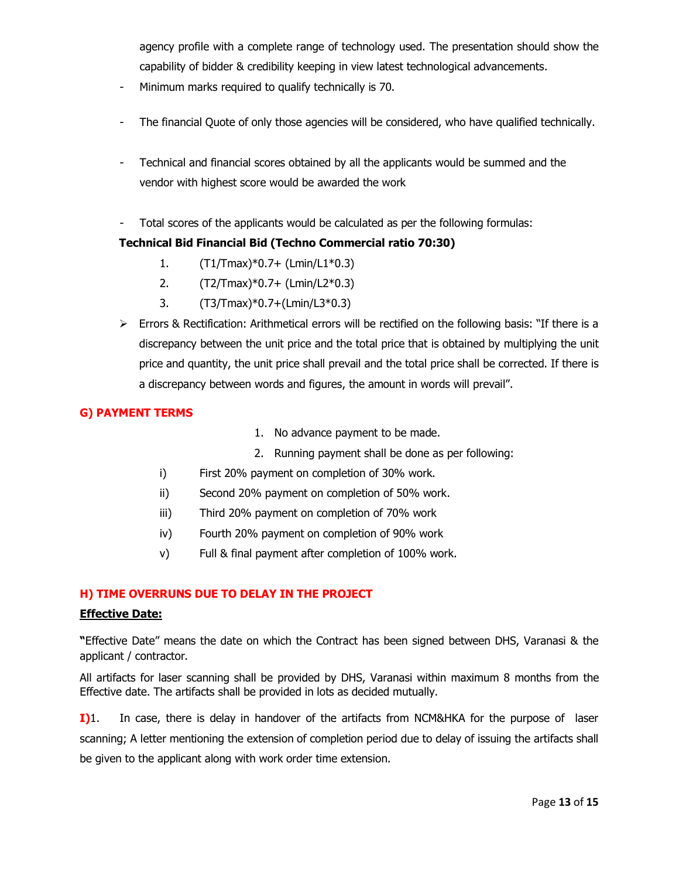agency profile with a complete range of technology used. The presentation should show the capability of bidder & credibility keeping in view latest technological advancements.

- Minimum marks required to qualify technically is 70.

- The financial Quote of only those agencies will be considered, who have qualified technically.

- Technical and financial scores obtained by all the applicants would be summed and the vendor with highest score would be awarded the work

- Total scores of the applicants would be calculated as per the following formulas:

**Technical Bid Financial Bid (Techno Commercial ratio 70:30)**

1. $(T1/Tmax)*0.7+ (Lmin/L1*0.3)$
2. $(T2/Tmax)*0.7+ (Lmin/L2*0.3)$
3. $(T3/Tmax)*0.7+(Lmin/L3*0.3)$

- Errors & Rectification: Arithmetical errors will be rectified on the following basis: "If there is a discrepancy between the unit price and the total price that is obtained by multiplying the unit price and quantity, the unit price shall prevail and the total price shall be corrected. If there is a discrepancy between words and figures, the amount in words will prevail".

## G) PAYMENT TERMS

1. No advance payment to be made.
2. Running payment shall be done as per following:

   i) First 20% payment on completion of 30% work.

   ii) Second 20% payment on completion of 50% work.

   iii) Third 20% payment on completion of 70% work

   iv) Fourth 20% payment on completion of 90% work

   v) Full & final payment after completion of 100% work.

## H) TIME OVERRUNS DUE TO DELAY IN THE PROJECT

**Effective Date:**

**"**Effective Date" means the date on which the Contract has been signed between DHS, Varanasi & the applicant / contractor.

All artifacts for laser scanning shall be provided by DHS, Varanasi within maximum 8 months from the Effective date. The artifacts shall be provided in lots as decided mutually.

**I)**1. In case, there is delay in handover of the artifacts from NCM&HKA for the purpose of laser scanning; A letter mentioning the extension of completion period due to delay of issuing the artifacts shall be given to the applicant along with work order time extension.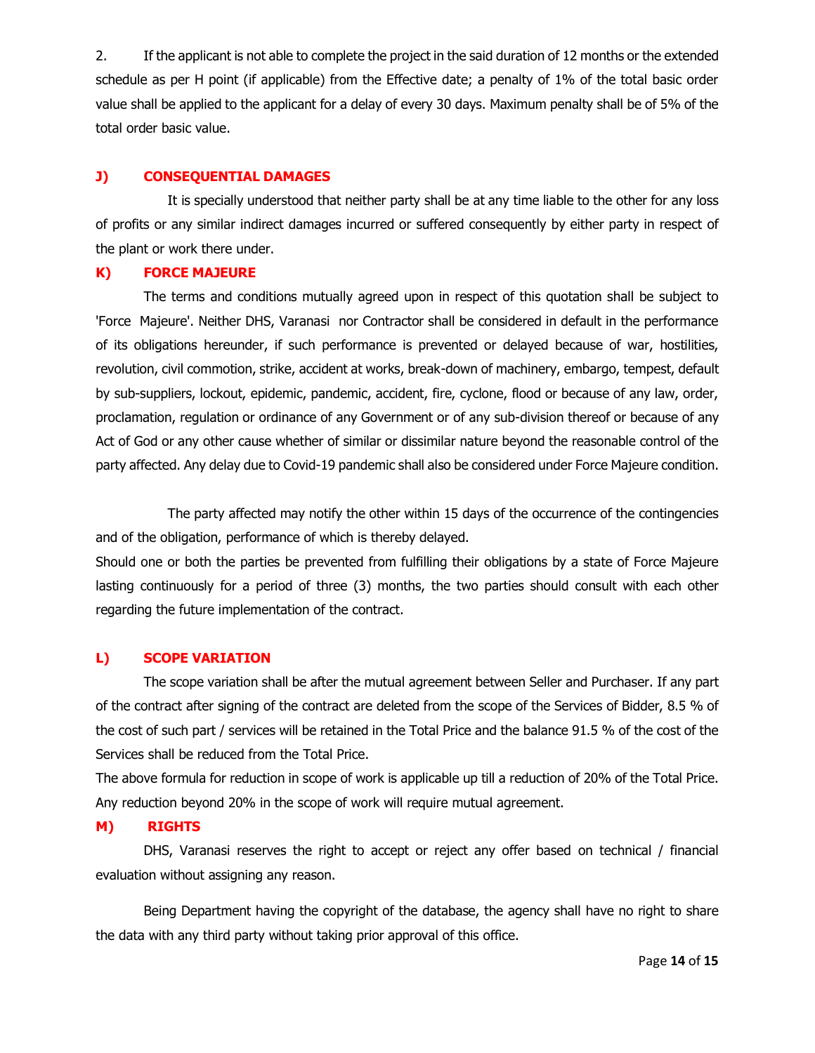2. If the applicant is not able to complete the project in the said duration of 12 months or the extended schedule as per H point (if applicable) from the Effective date; a penalty of 1% of the total basic order value shall be applied to the applicant for a delay of every 30 days. Maximum penalty shall be of 5% of the total order basic value.

## J) CONSEQUENTIAL DAMAGES

It is specially understood that neither party shall be at any time liable to the other for any loss of profits or any similar indirect damages incurred or suffered consequently by either party in respect of the plant or work there under.

## K) FORCE MAJEURE

The terms and conditions mutually agreed upon in respect of this quotation shall be subject to 'Force Majeure'. Neither DHS, Varanasi nor Contractor shall be considered in default in the performance of its obligations hereunder, if such performance is prevented or delayed because of war, hostilities, revolution, civil commotion, strike, accident at works, break-down of machinery, embargo, tempest, default by sub-suppliers, lockout, epidemic, pandemic, accident, fire, cyclone, flood or because of any law, order, proclamation, regulation or ordinance of any Government or of any sub-division thereof or because of any Act of God or any other cause whether of similar or dissimilar nature beyond the reasonable control of the party affected. Any delay due to Covid-19 pandemic shall also be considered under Force Majeure condition.

The party affected may notify the other within 15 days of the occurrence of the contingencies and of the obligation, performance of which is thereby delayed.

Should one or both the parties be prevented from fulfilling their obligations by a state of Force Majeure lasting continuously for a period of three (3) months, the two parties should consult with each other regarding the future implementation of the contract.

## L) SCOPE VARIATION

The scope variation shall be after the mutual agreement between Seller and Purchaser. If any part of the contract after signing of the contract are deleted from the scope of the Services of Bidder, 8.5 % of the cost of such part / services will be retained in the Total Price and the balance 91.5 % of the cost of the Services shall be reduced from the Total Price.

The above formula for reduction in scope of work is applicable up till a reduction of 20% of the Total Price. Any reduction beyond 20% in the scope of work will require mutual agreement.

## M) RIGHTS

DHS, Varanasi reserves the right to accept or reject any offer based on technical / financial evaluation without assigning any reason.

Being Department having the copyright of the database, the agency shall have no right to share the data with any third party without taking prior approval of this office.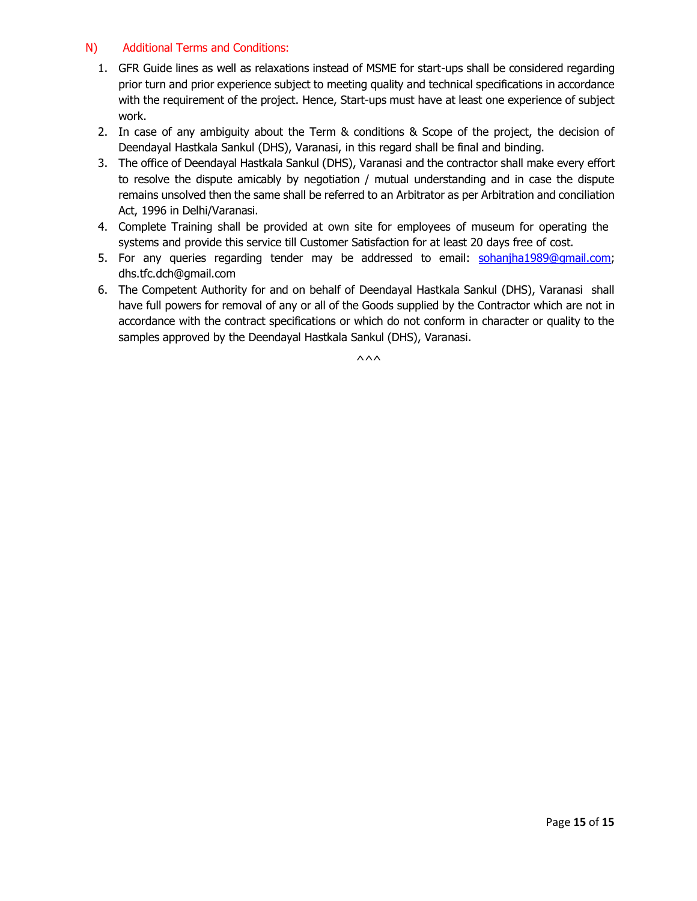## N) Additional Terms and Conditions:

1. GFR Guide lines as well as relaxations instead of MSME for start-ups shall be considered regarding prior turn and prior experience subject to meeting quality and technical specifications in accordance with the requirement of the project. Hence, Start-ups must have at least one experience of subject work.
2. In case of any ambiguity about the Term & conditions & Scope of the project, the decision of Deendayal Hastkala Sankul (DHS), Varanasi, in this regard shall be final and binding.
3. The office of Deendayal Hastkala Sankul (DHS), Varanasi and the contractor shall make every effort to resolve the dispute amicably by negotiation / mutual understanding and in case the dispute remains unsolved then the same shall be referred to an Arbitrator as per Arbitration and conciliation Act, 1996 in Delhi/Varanasi.
4. Complete Training shall be provided at own site for employees of museum for operating the systems and provide this service till Customer Satisfaction for at least 20 days free of cost.
5. For any queries regarding tender may be addressed to email: sohanjha1989@gmail.com; dhs.tfc.dch@gmail.com
6. The Competent Authority for and on behalf of Deendayal Hastkala Sankul (DHS), Varanasi shall have full powers for removal of any or all of the Goods supplied by the Contractor which are not in accordance with the contract specifications or which do not conform in character or quality to the samples approved by the Deendayal Hastkala Sankul (DHS), Varanasi.

^^^